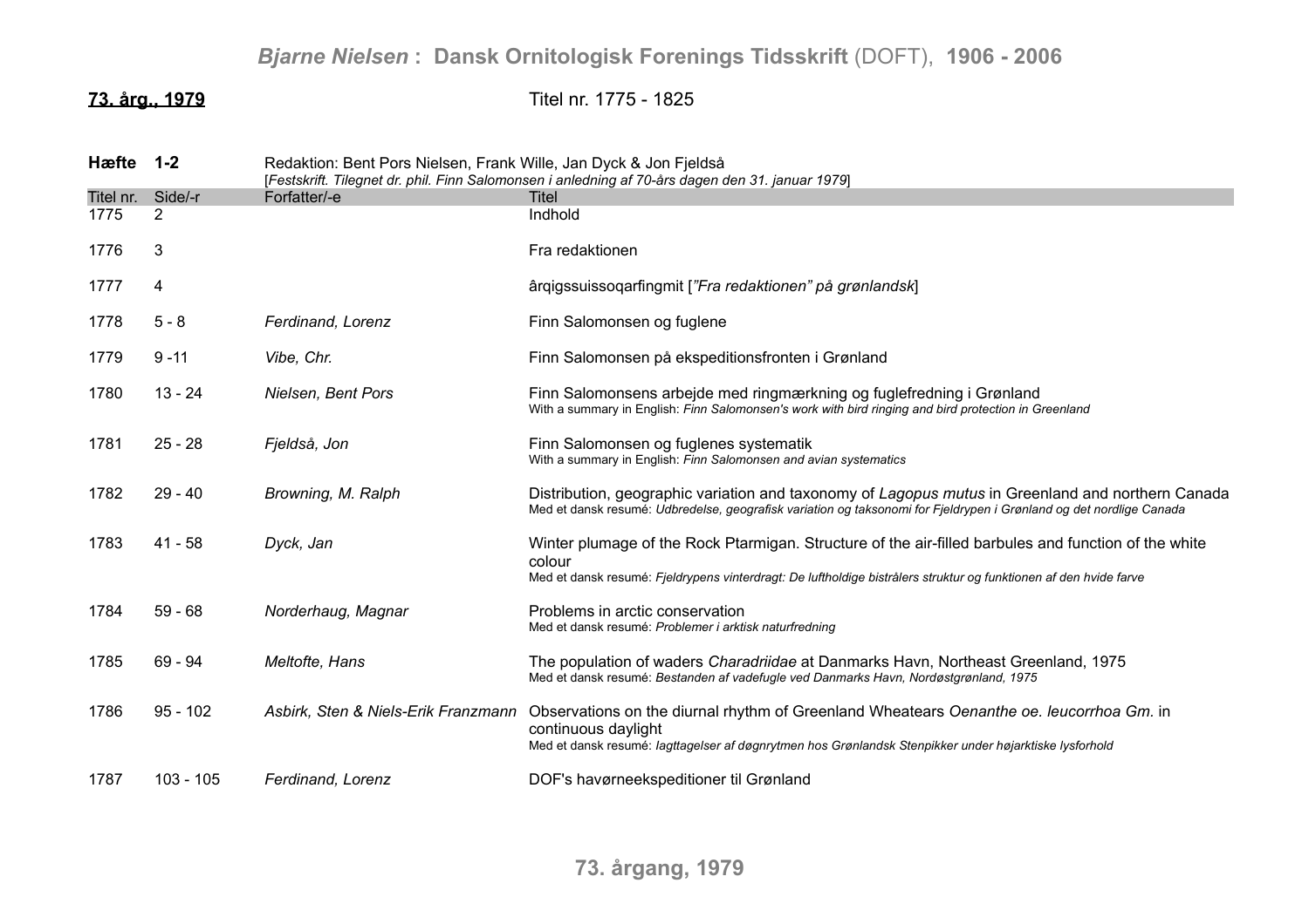# *Bjarne Nielsen* : Dansk Ornitologisk Forenings Tidsskrift (DOFT), 1906 - 2006

## 73. årg., 1979

Titel nr. 1775 - 1825

### Hæfte 1-2

Redaktion: Bent Pors Nielsen, Frank Wille, Jan Dyck & Jon Fjeldså
[*Festskrift. Tilegnet dr. phil. Finn Salomonsen i anledning af 70-års dagen den 31. januar 1979*]

| Titel nr. | Side/-r | Forfatter/-e | Titel |
|---|---|---|---|
| 1775 | 2 | | Indhold |
| 1776 | 3 | | Fra redaktionen |
| 1777 | 4 | | ârqigssuissoqarfingmit [*"Fra redaktionen" på grønlandsk*] |
| 1778 | 5 - 8 | *Ferdinand, Lorenz* | Finn Salomonsen og fuglene |
| 1779 | 9 -11 | *Vibe, Chr.* | Finn Salomonsen på ekspeditionsfronten i Grønland |
| 1780 | 13 - 24 | *Nielsen, Bent Pors* | Finn Salomonsens arbejde med ringmærkning og fuglefredning i Grønland<br>With a summary in English: *Finn Salomonsen's work with bird ringing and bird protection in Greenland* |
| 1781 | 25 - 28 | *Fjeldså, Jon* | Finn Salomonsen og fuglenes systematik<br>With a summary in English: *Finn Salomonsen and avian systematics* |
| 1782 | 29 - 40 | *Browning, M. Ralph* | Distribution, geographic variation and taxonomy of *Lagopus mutus* in Greenland and northern Canada<br>Med et dansk resumé: *Udbredelse, geografisk variation og taksonomi for Fjeldrypen i Grønland og det nordlige Canada* |
| 1783 | 41 - 58 | *Dyck, Jan* | Winter plumage of the Rock Ptarmigan. Structure of the air-filled barbules and function of the white colour<br>Med et dansk resumé: *Fjeldrypens vinterdragt: De luftholdige bistrålers struktur og funktionen af den hvide farve* |
| 1784 | 59 - 68 | *Norderhaug, Magnar* | Problems in arctic conservation<br>Med et dansk resumé: *Problemer i arktisk naturfredning* |
| 1785 | 69 - 94 | *Meltofte, Hans* | The population of waders *Charadriidae* at Danmarks Havn, Northeast Greenland, 1975<br>Med et dansk resumé: *Bestanden af vadefugle ved Danmarks Havn, Nordøstgrønland, 1975* |
| 1786 | 95 - 102 | *Asbirk, Sten & Niels-Erik Franzmann* | Observations on the diurnal rhythm of Greenland Wheatears *Oenanthe oe. leucorrhoa Gm.* in continuous daylight<br>Med et dansk resumé: *Iagttagelser af døgnrytmen hos Grønlandsk Stenpikker under højarktiske lysforhold* |
| 1787 | 103 - 105 | *Ferdinand, Lorenz* | DOF's havørneekspeditioner til Grønland |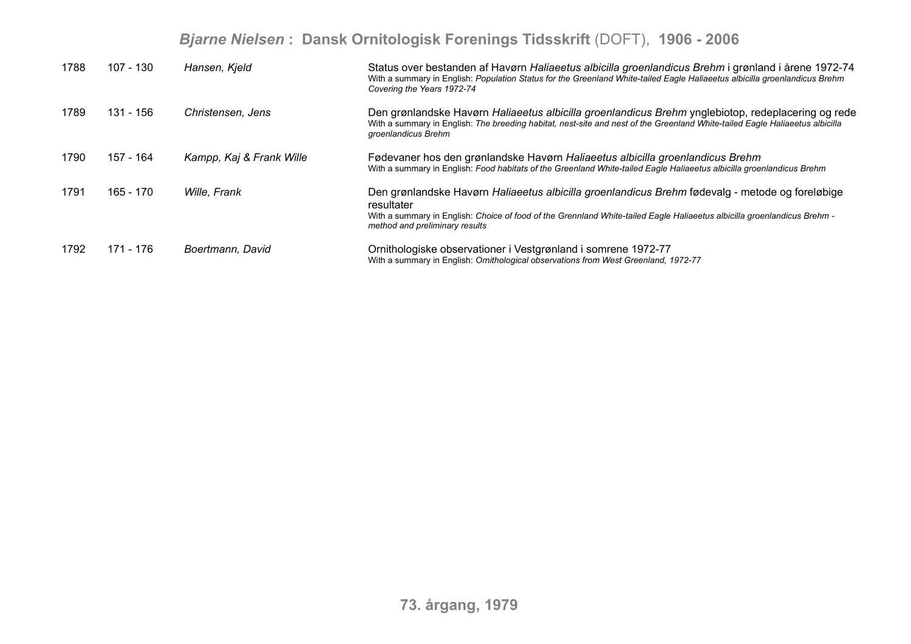| No. | Pages | Author | Title |
|---|---|---|---|
| 1788 | 107 - 130 | *Hansen, Kjeld* | Status over bestanden af Havørn *Haliaeetus albicilla groenlandicus Brehm* i grønland i årene 1972-74<br>With a summary in English: *Population Status for the Greenland White-tailed Eagle Haliaeetus albicilla groenlandicus Brehm Covering the Years 1972-74* |
| 1789 | 131 - 156 | *Christensen, Jens* | Den grønlandske Havørn *Haliaeetus albicilla groenlandicus Brehm* ynglebiotop, redeplacering og rede<br>With a summary in English: *The breeding habitat, nest-site and nest of the Greenland White-tailed Eagle Haliaeetus albicilla groenlandicus Brehm* |
| 1790 | 157 - 164 | *Kampp, Kaj & Frank Wille* | Fødevaner hos den grønlandske Havørn *Haliaeetus albicilla groenlandicus Brehm*<br>With a summary in English: *Food habitats of the Greenland White-tailed Eagle Haliaeetus albicilla groenlandicus Brehm* |
| 1791 | 165 - 170 | *Wille, Frank* | Den grønlandske Havørn *Haliaeetus albicilla groenlandicus Brehm* fødevalg - metode og foreløbige resultater<br>With a summary in English: *Choice of food of the Grennland White-tailed Eagle Haliaeetus albicilla groenlandicus Brehm - method and preliminary results* |
| 1792 | 171 - 176 | *Boertmann, David* | Ornithologiske observationer i Vestgrønland i somrene 1972-77<br>With a summary in English: *Ornithological observations from West Greenland, 1972-77* |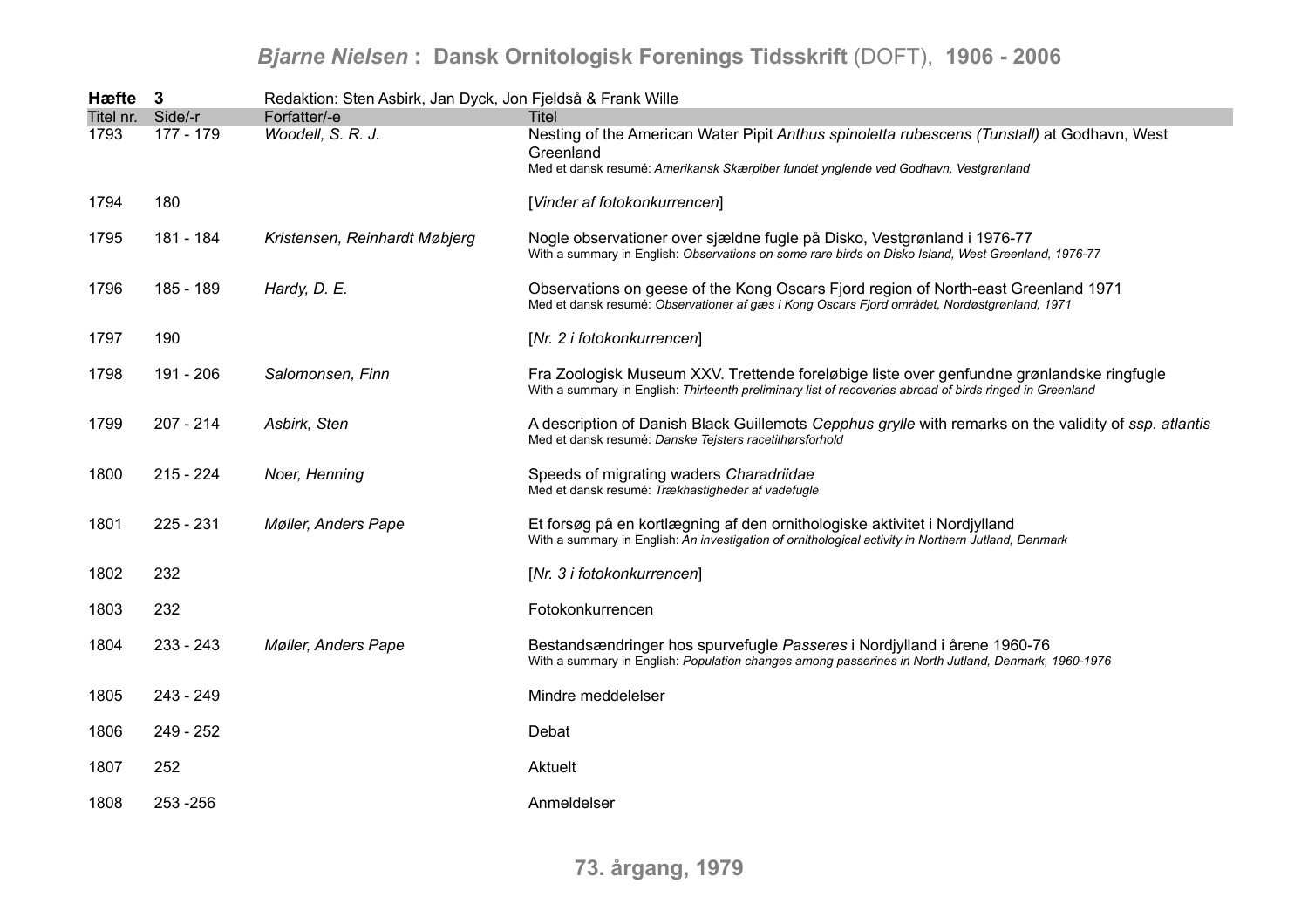**Hæfte 3** Redaktion: Sten Asbirk, Jan Dyck, Jon Fjeldså & Frank Wille

| Titel nr. | Side/-r | Forfatter/-e | Titel |
|---|---|---|---|
| 1793 | 177 - 179 | *Woodell, S. R. J.* | Nesting of the American Water Pipit *Anthus spinoletta rubescens (Tunstall)* at Godhavn, West Greenland<br>Med et dansk resumé: *Amerikansk Skærpiber fundet ynglende ved Godhavn, Vestgrønland* |
| 1794 | 180 | | [*Vinder af fotokonkurrencen*] |
| 1795 | 181 - 184 | *Kristensen, Reinhardt Møbjerg* | Nogle observationer over sjældne fugle på Disko, Vestgrønland i 1976-77<br>With a summary in English: *Observations on some rare birds on Disko Island, West Greenland, 1976-77* |
| 1796 | 185 - 189 | *Hardy, D. E.* | Observations on geese of the Kong Oscars Fjord region of North-east Greenland 1971<br>Med et dansk resumé: *Observationer af gæs i Kong Oscars Fjord området, Nordøstgrønland, 1971* |
| 1797 | 190 | | [*Nr. 2 i fotokonkurrencen*] |
| 1798 | 191 - 206 | *Salomonsen, Finn* | Fra Zoologisk Museum XXV. Trettende foreløbige liste over genfundne grønlandske ringfugle<br>With a summary in English: *Thirteenth preliminary list of recoveries abroad of birds ringed in Greenland* |
| 1799 | 207 - 214 | *Asbirk, Sten* | A description of Danish Black Guillemots *Cepphus grylle* with remarks on the validity of *ssp. atlantis*<br>Med et dansk resumé: *Danske Tejsters racetilhørsforhold* |
| 1800 | 215 - 224 | *Noer, Henning* | Speeds of migrating waders *Charadriidae*<br>Med et dansk resumé: *Trækhastigheder af vadefugle* |
| 1801 | 225 - 231 | *Møller, Anders Pape* | Et forsøg på en kortlægning af den ornithologiske aktivitet i Nordjylland<br>With a summary in English: *An investigation of ornithological activity in Northern Jutland, Denmark* |
| 1802 | 232 | | [*Nr. 3 i fotokonkurrencen*] |
| 1803 | 232 | | Fotokonkurrencen |
| 1804 | 233 - 243 | *Møller, Anders Pape* | Bestandsændringer hos spurvefugle *Passeres* i Nordjylland i årene 1960-76<br>With a summary in English: *Population changes among passerines in North Jutland, Denmark, 1960-1976* |
| 1805 | 243 - 249 | | Mindre meddelelser |
| 1806 | 249 - 252 | | Debat |
| 1807 | 252 | | Aktuelt |
| 1808 | 253 -256 | | Anmeldelser |

**73. årgang, 1979**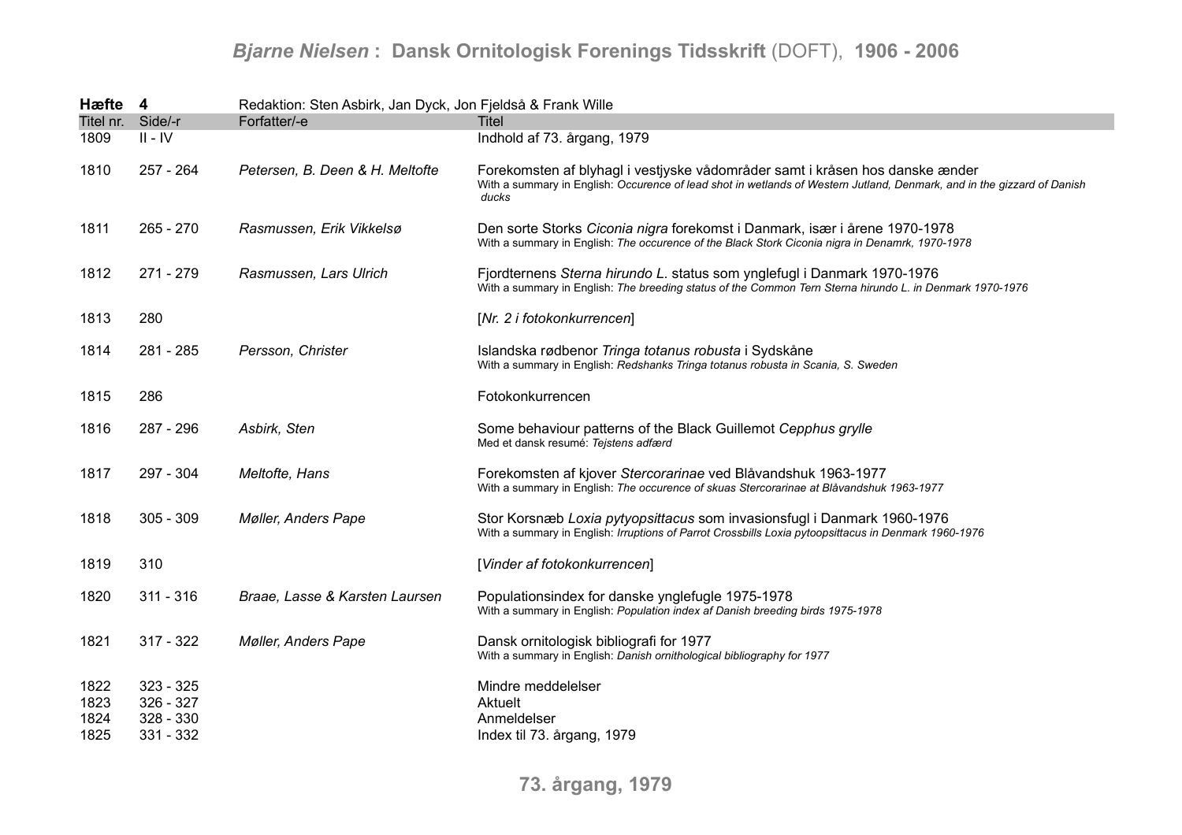**Hæfte 4** Redaktion: Sten Asbirk, Jan Dyck, Jon Fjeldså & Frank Wille

| Titel nr. | Side/-r | Forfatter/-e | Titel |
|---|---|---|---|
| 1809 | II - IV | | Indhold af 73. årgang, 1979 |
| 1810 | 257 - 264 | *Petersen, B. Deen & H. Meltofte* | Forekomsten af blyhagl i vestjyske vådområder samt i kråsen hos danske ænder<br>With a summary in English: *Occurence of lead shot in wetlands of Western Jutland, Denmark, and in the gizzard of Danish ducks* |
| 1811 | 265 - 270 | *Rasmussen, Erik Vikkelsø* | Den sorte Storks *Ciconia nigra* forekomst i Danmark, især i årene 1970-1978<br>With a summary in English: *The occurence of the Black Stork Ciconia nigra in Denamrk, 1970-1978* |
| 1812 | 271 - 279 | *Rasmussen, Lars Ulrich* | Fjordternens *Sterna hirundo L.* status som ynglefugl i Danmark 1970-1976<br>With a summary in English: *The breeding status of the Common Tern Sterna hirundo L. in Denmark 1970-1976* |
| 1813 | 280 | | [*Nr. 2 i fotokonkurrencen*] |
| 1814 | 281 - 285 | *Persson, Christer* | Islandska rødbenor *Tringa totanus robusta* i Sydskåne<br>With a summary in English: *Redshanks Tringa totanus robusta in Scania, S. Sweden* |
| 1815 | 286 | | Fotokonkurrencen |
| 1816 | 287 - 296 | *Asbirk, Sten* | Some behaviour patterns of the Black Guillemot *Cepphus grylle*<br>Med et dansk resumé: *Tejstens adfærd* |
| 1817 | 297 - 304 | *Meltofte, Hans* | Forekomsten af kjover *Stercorarinae* ved Blåvandshuk 1963-1977<br>With a summary in English: *The occurence of skuas Stercorarinae at Blåvandshuk 1963-1977* |
| 1818 | 305 - 309 | *Møller, Anders Pape* | Stor Korsnæb *Loxia pytyopsittacus* som invasionsfugl i Danmark 1960-1976<br>With a summary in English: *Irruptions of Parrot Crossbills Loxia pytoopsittacus in Denmark 1960-1976* |
| 1819 | 310 | | [*Vinder af fotokonkurrencen*] |
| 1820 | 311 - 316 | *Braae, Lasse & Karsten Laursen* | Populationsindex for danske ynglefugle 1975-1978<br>With a summary in English: *Population index af Danish breeding birds 1975-1978* |
| 1821 | 317 - 322 | *Møller, Anders Pape* | Dansk ornitologisk bibliografi for 1977<br>With a summary in English: *Danish ornithological bibliography for 1977* |
| 1822 | 323 - 325 | | Mindre meddelelser |
| 1823 | 326 - 327 | | Aktuelt |
| 1824 | 328 - 330 | | Anmeldelser |
| 1825 | 331 - 332 | | Index til 73. årgang, 1979 |

**73. årgang, 1979**